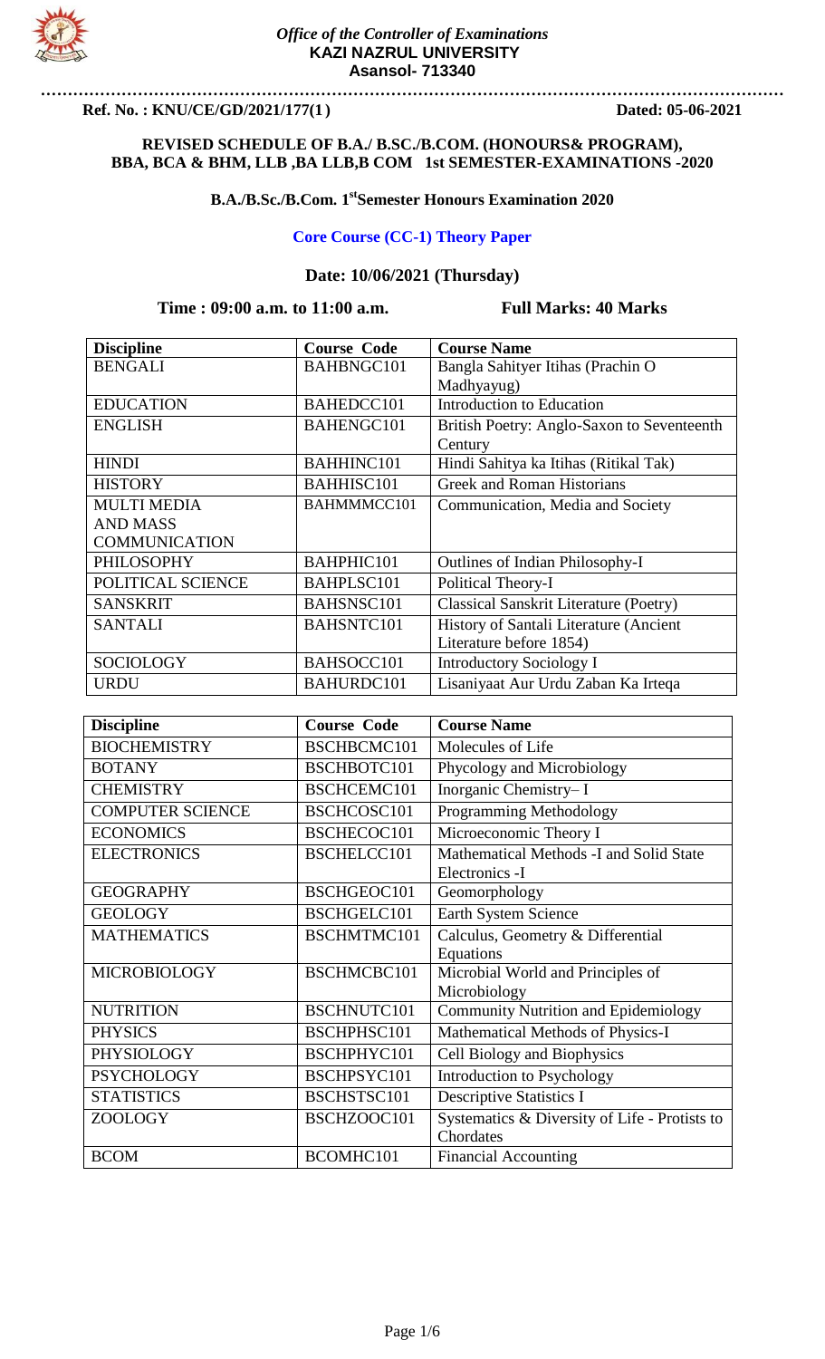*Office of the Controller of Examinations*
**KAZI NAZRUL UNIVERSITY**
**Asansol- 713340**

**Ref. No. : KNU/CE/GD/2021/177(1 )** **Dated: 05-06-2021**

## REVISED SCHEDULE OF B.A./ B.SC./B.COM. (HONOURS& PROGRAM), BBA, BCA & BHM, LLB ,BA LLB,B COM 1st SEMESTER-EXAMINATIONS -2020

### B.A./B.Sc./B.Com. 1st Semester Honours Examination 2020

### Core Course (CC-1) Theory Paper

**Date: 10/06/2021 (Thursday)**

**Time : 09:00 a.m. to 11:00 a.m.** **Full Marks: 40 Marks**

| Discipline | Course Code | Course Name |
|---|---|---|
| BENGALI | BAHBNGC101 | Bangla Sahityer Itihas (Prachin O Madhyayug) |
| EDUCATION | BAHEDCC101 | Introduction to Education |
| ENGLISH | BAHENGC101 | British Poetry: Anglo-Saxon to Seventeenth Century |
| HINDI | BAHHINC101 | Hindi Sahitya ka Itihas (Ritikal Tak) |
| HISTORY | BAHHISC101 | Greek and Roman Historians |
| MULTI MEDIA AND MASS COMMUNICATION | BAHMMMCC101 | Communication, Media and Society |
| PHILOSOPHY | BAHPHIC101 | Outlines of Indian Philosophy-I |
| POLITICAL SCIENCE | BAHPLSC101 | Political Theory-I |
| SANSKRIT | BAHSNSC101 | Classical Sanskrit Literature (Poetry) |
| SANTALI | BAHSNTC101 | History of Santali Literature (Ancient Literature before 1854) |
| SOCIOLOGY | BAHSOCC101 | Introductory Sociology I |
| URDU | BAHURDC101 | Lisaniyaat Aur Urdu Zaban Ka Irteqa |

| Discipline | Course Code | Course Name |
|---|---|---|
| BIOCHEMISTRY | BSCHBCMC101 | Molecules of Life |
| BOTANY | BSCHBOTC101 | Phycology and Microbiology |
| CHEMISTRY | BSCHCEMC101 | Inorganic Chemistry– I |
| COMPUTER SCIENCE | BSCHCOSC101 | Programming Methodology |
| ECONOMICS | BSCHECOC101 | Microeconomic Theory I |
| ELECTRONICS | BSCHELCC101 | Mathematical Methods -I and Solid State Electronics -I |
| GEOGRAPHY | BSCHGEOC101 | Geomorphology |
| GEOLOGY | BSCHGELC101 | Earth System Science |
| MATHEMATICS | BSCHMTMC101 | Calculus, Geometry & Differential Equations |
| MICROBIOLOGY | BSCHMCBC101 | Microbial World and Principles of Microbiology |
| NUTRITION | BSCHNUTC101 | Community Nutrition and Epidemiology |
| PHYSICS | BSCHPHSC101 | Mathematical Methods of Physics-I |
| PHYSIOLOGY | BSCHPHYC101 | Cell Biology and Biophysics |
| PSYCHOLOGY | BSCHPSYC101 | Introduction to Psychology |
| STATISTICS | BSCHSTSC101 | Descriptive Statistics I |
| ZOOLOGY | BSCHZOOC101 | Systematics & Diversity of Life - Protists to Chordates |
| BCOM | BCOMHC101 | Financial Accounting |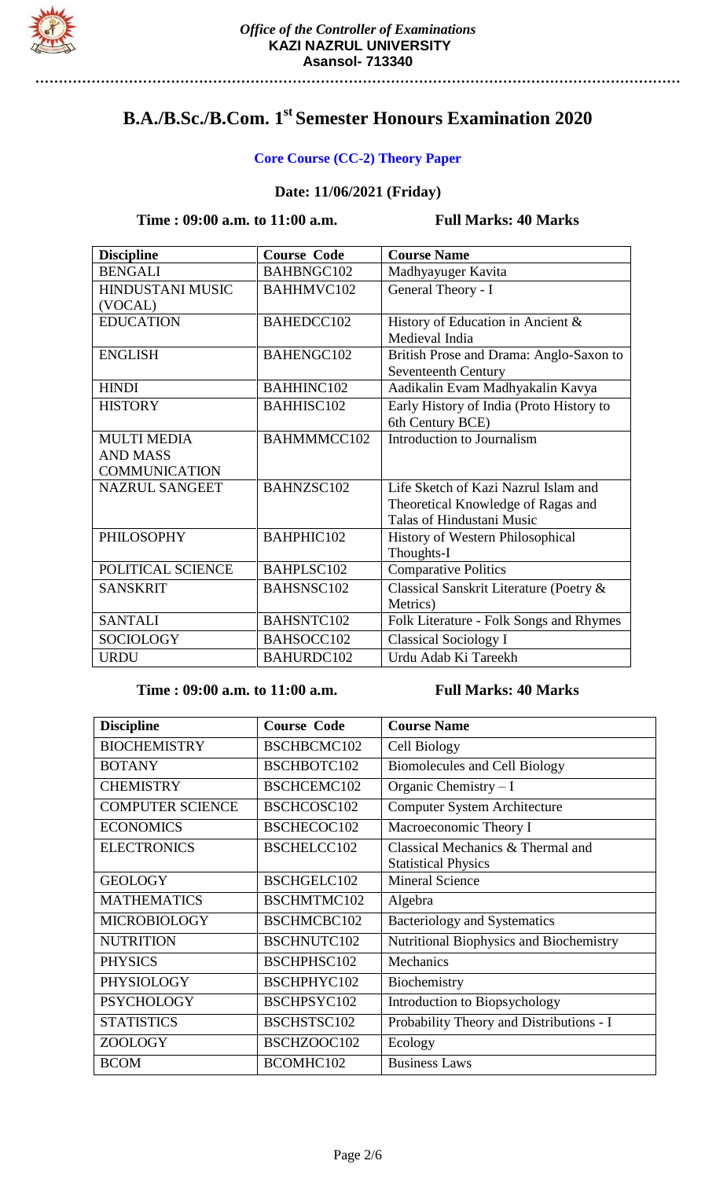*Office of the Controller of Examinations*
**KAZI NAZRUL UNIVERSITY**
**Asansol- 713340**

# B.A./B.Sc./B.Com. 1st Semester Honours Examination 2020

**Core Course (CC-2) Theory Paper**

**Date: 11/06/2021 (Friday)**

**Time : 09:00 a.m. to 11:00 a.m.** **Full Marks: 40 Marks**

| Discipline | Course Code | Course Name |
|---|---|---|
| BENGALI | BAHBNGC102 | Madhyayuger Kavita |
| HINDUSTANI MUSIC (VOCAL) | BAHHMVC102 | General Theory - I |
| EDUCATION | BAHEDCC102 | History of Education in Ancient & Medieval India |
| ENGLISH | BAHENGC102 | British Prose and Drama: Anglo-Saxon to Seventeenth Century |
| HINDI | BAHHINC102 | Aadikalin Evam Madhyakalin Kavya |
| HISTORY | BAHHISC102 | Early History of India (Proto History to 6th Century BCE) |
| MULTI MEDIA AND MASS COMMUNICATION | BAHMMMCC102 | Introduction to Journalism |
| NAZRUL SANGEET | BAHNZSC102 | Life Sketch of Kazi Nazrul Islam and Theoretical Knowledge of Ragas and Talas of Hindustani Music |
| PHILOSOPHY | BAHPHIC102 | History of Western Philosophical Thoughts-I |
| POLITICAL SCIENCE | BAHPLSC102 | Comparative Politics |
| SANSKRIT | BAHSNSC102 | Classical Sanskrit Literature (Poetry & Metrics) |
| SANTALI | BAHSNTC102 | Folk Literature - Folk Songs and Rhymes |
| SOCIOLOGY | BAHSOCC102 | Classical Sociology I |
| URDU | BAHURDC102 | Urdu Adab Ki Tareekh |

**Time : 09:00 a.m. to 11:00 a.m.** **Full Marks: 40 Marks**

| Discipline | Course Code | Course Name |
|---|---|---|
| BIOCHEMISTRY | BSCHBCMC102 | Cell Biology |
| BOTANY | BSCHBOTC102 | Biomolecules and Cell Biology |
| CHEMISTRY | BSCHCEMC102 | Organic Chemistry – I |
| COMPUTER SCIENCE | BSCHCOSC102 | Computer System Architecture |
| ECONOMICS | BSCHECOC102 | Macroeconomic Theory I |
| ELECTRONICS | BSCHELCC102 | Classical Mechanics & Thermal and Statistical Physics |
| GEOLOGY | BSCHGELC102 | Mineral Science |
| MATHEMATICS | BSCHMTMC102 | Algebra |
| MICROBIOLOGY | BSCHMCBC102 | Bacteriology and Systematics |
| NUTRITION | BSCHNUTC102 | Nutritional Biophysics and Biochemistry |
| PHYSICS | BSCHPHSC102 | Mechanics |
| PHYSIOLOGY | BSCHPHYC102 | Biochemistry |
| PSYCHOLOGY | BSCHPSYC102 | Introduction to Biopsychology |
| STATISTICS | BSCHSTSC102 | Probability Theory and Distributions - I |
| ZOOLOGY | BSCHZOOC102 | Ecology |
| BCOM | BCOMHC102 | Business Laws |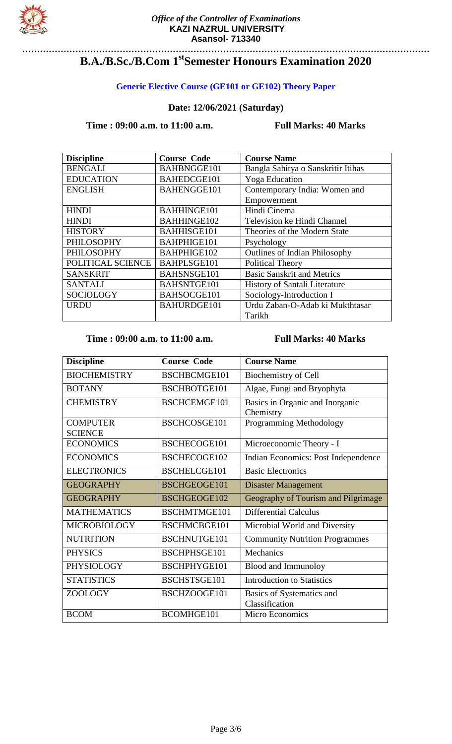*Office of the Controller of Examinations*
**KAZI NAZRUL UNIVERSITY**
**Asansol- 713340**

# B.A./B.Sc./B.Com 1st Semester Honours Examination 2020

### Generic Elective Course (GE101 or GE102) Theory Paper

**Date: 12/06/2021 (Saturday)**

**Time : 09:00 a.m. to 11:00 a.m.** **Full Marks: 40 Marks**

| Discipline | Course Code | Course Name |
|---|---|---|
| BENGALI | BAHBNGGE101 | Bangla Sahitya o Sanskritir Itihas |
| EDUCATION | BAHEDCGE101 | Yoga Education |
| ENGLISH | BAHENGGE101 | Contemporary India: Women and Empowerment |
| HINDI | BAHHINGE101 | Hindi Cinema |
| HINDI | BAHHINGE102 | Television ke Hindi Channel |
| HISTORY | BAHHISGE101 | Theories of the Modern State |
| PHILOSOPHY | BAHPHIGE101 | Psychology |
| PHILOSOPHY | BAHPHIGE102 | Outlines of Indian Philosophy |
| POLITICAL SCIENCE | BAHPLSGE101 | Political Theory |
| SANSKRIT | BAHSNSGE101 | Basic Sanskrit and Metrics |
| SANTALI | BAHSNTGE101 | History of Santali Literature |
| SOCIOLOGY | BAHSOCGE101 | Sociology-Introduction I |
| URDU | BAHURDGE101 | Urdu Zaban-O-Adab ki Mukthtasar Tarikh |

**Time : 09:00 a.m. to 11:00 a.m.** **Full Marks: 40 Marks**

| Discipline | Course Code | Course Name |
|---|---|---|
| BIOCHEMISTRY | BSCHBCMGE101 | Biochemistry of Cell |
| BOTANY | BSCHBOTGE101 | Algae, Fungi and Bryophyta |
| CHEMISTRY | BSCHCEMGE101 | Basics in Organic and Inorganic Chemistry |
| COMPUTER SCIENCE | BSCHCOSGE101 | Programming Methodology |
| ECONOMICS | BSCHECOGE101 | Microeconomic Theory - I |
| ECONOMICS | BSCHECOGE102 | Indian Economics: Post Independence |
| ELECTRONICS | BSCHELCGE101 | Basic Electronics |
| GEOGRAPHY | BSCHGEOGE101 | Disaster Management |
| GEOGRAPHY | BSCHGEOGE102 | Geography of Tourism and Pilgrimage |
| MATHEMATICS | BSCHMTMGE101 | Differential Calculus |
| MICROBIOLOGY | BSCHMCBGE101 | Microbial World and Diversity |
| NUTRITION | BSCHNUTGE101 | Community Nutrition Programmes |
| PHYSICS | BSCHPHSGE101 | Mechanics |
| PHYSIOLOGY | BSCHPHYGE101 | Blood and Immunoloy |
| STATISTICS | BSCHSTSGE101 | Introduction to Statistics |
| ZOOLOGY | BSCHZOOGE101 | Basics of Systematics and Classification |
| BCOM | BCOMHGE101 | Micro Economics |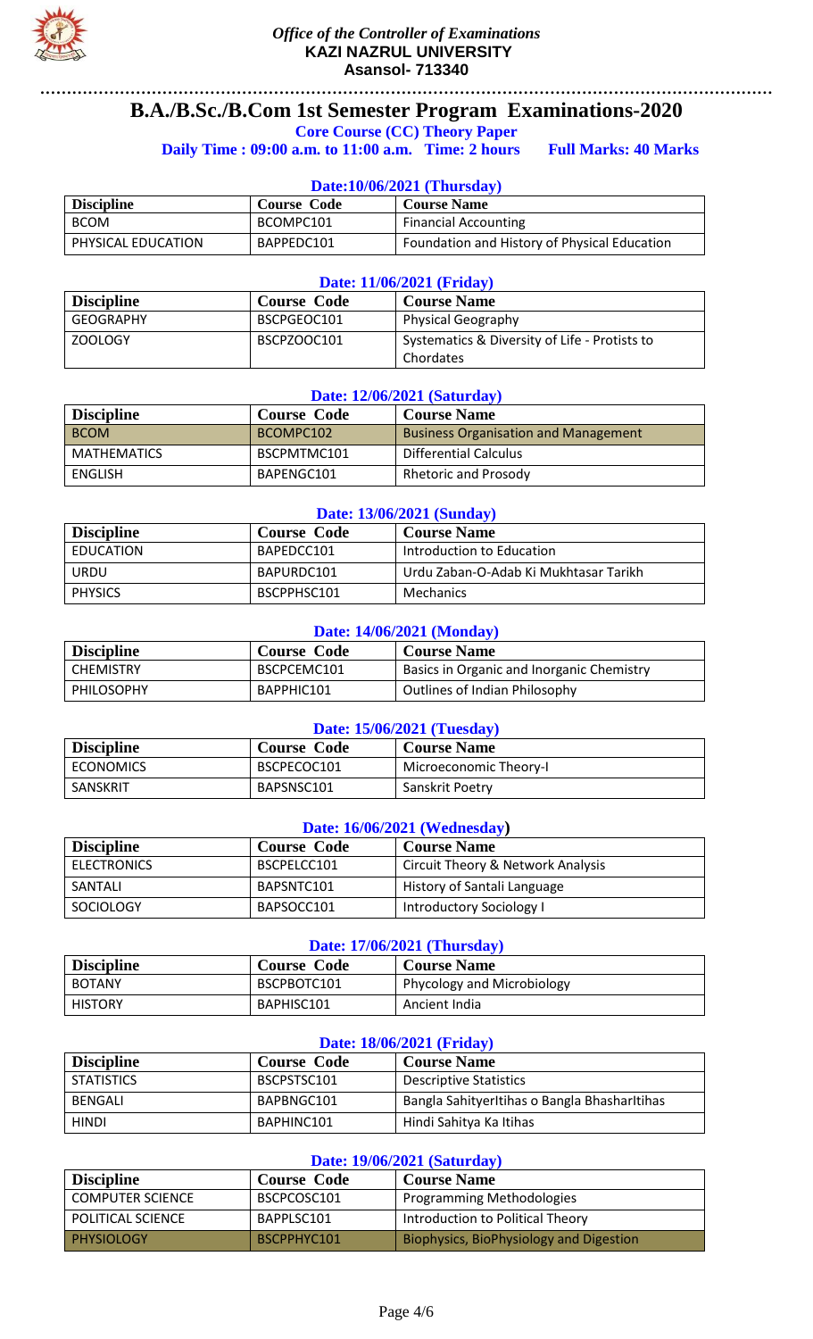*Office of the Controller of Examinations*
**KAZI NAZRUL UNIVERSITY**
**Asansol- 713340**

# B.A./B.Sc./B.Com 1st Semester Program Examinations-2020

**Core Course (CC) Theory Paper**

**Daily Time : 09:00 a.m. to 11:00 a.m. Time: 2 hours Full Marks: 40 Marks**

### Date:10/06/2021 (Thursday)

| Discipline | Course Code | Course Name |
|---|---|---|
| BCOM | BCOMPC101 | Financial Accounting |
| PHYSICAL EDUCATION | BAPPEDC101 | Foundation and History of Physical Education |

### Date: 11/06/2021 (Friday)

| Discipline | Course Code | Course Name |
|---|---|---|
| GEOGRAPHY | BSCPGEOC101 | Physical Geography |
| ZOOLOGY | BSCPZOOC101 | Systematics & Diversity of Life - Protists to Chordates |

### Date: 12/06/2021 (Saturday)

| Discipline | Course Code | Course Name |
|---|---|---|
| BCOM | BCOMPC102 | Business Organisation and Management |
| MATHEMATICS | BSCPMTMC101 | Differential Calculus |
| ENGLISH | BAPENGC101 | Rhetoric and Prosody |

### Date: 13/06/2021 (Sunday)

| Discipline | Course Code | Course Name |
|---|---|---|
| EDUCATION | BAPEDCC101 | Introduction to Education |
| URDU | BAPURDC101 | Urdu Zaban-O-Adab Ki Mukhtasar Tarikh |
| PHYSICS | BSCPPHSC101 | Mechanics |

### Date: 14/06/2021 (Monday)

| Discipline | Course Code | Course Name |
|---|---|---|
| CHEMISTRY | BSCPCEMC101 | Basics in Organic and Inorganic Chemistry |
| PHILOSOPHY | BAPPHIC101 | Outlines of Indian Philosophy |

### Date: 15/06/2021 (Tuesday)

| Discipline | Course Code | Course Name |
|---|---|---|
| ECONOMICS | BSCPECOC101 | Microeconomic Theory-I |
| SANSKRIT | BAPSNSC101 | Sanskrit Poetry |

### Date: 16/06/2021 (Wednesday)

| Discipline | Course Code | Course Name |
|---|---|---|
| ELECTRONICS | BSCPELCC101 | Circuit Theory & Network Analysis |
| SANTALI | BAPSNTC101 | History of Santali Language |
| SOCIOLOGY | BAPSOCC101 | Introductory Sociology I |

### Date: 17/06/2021 (Thursday)

| Discipline | Course Code | Course Name |
|---|---|---|
| BOTANY | BSCPBOTC101 | Phycology and Microbiology |
| HISTORY | BAPHISC101 | Ancient India |

### Date: 18/06/2021 (Friday)

| Discipline | Course Code | Course Name |
|---|---|---|
| STATISTICS | BSCPSTSC101 | Descriptive Statistics |
| BENGALI | BAPBNGC101 | Bangla SahityerItihas o Bangla BhasharItihas |
| HINDI | BAPHINC101 | Hindi Sahitya Ka Itihas |

### Date: 19/06/2021 (Saturday)

| Discipline | Course Code | Course Name |
|---|---|---|
| COMPUTER SCIENCE | BSCPCOSC101 | Programming Methodologies |
| POLITICAL SCIENCE | BAPPLSC101 | Introduction to Political Theory |
| PHYSIOLOGY | BSCPPHYC101 | Biophysics, BioPhysiology and Digestion |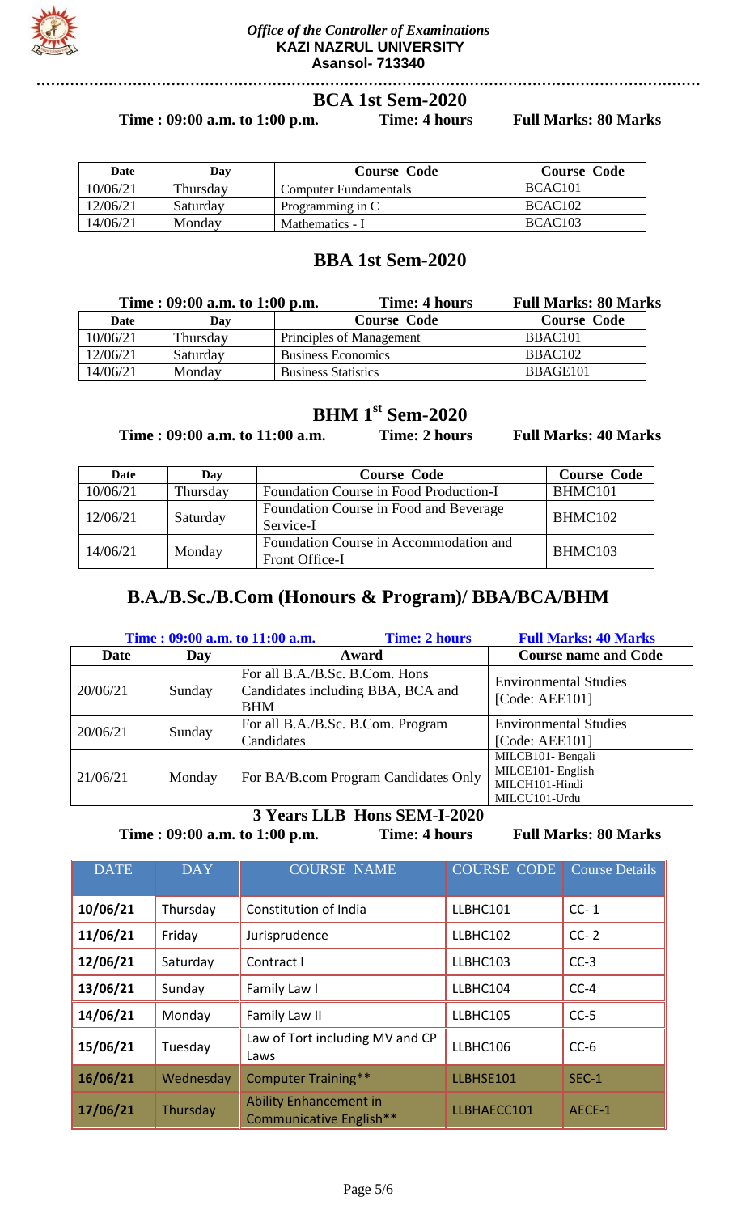*Office of the Controller of Examinations*
**KAZI NAZRUL UNIVERSITY**
**Asansol- 713340**

## BCA 1st Sem-2020

**Time : 09:00 a.m. to 1:00 p.m.** **Time: 4 hours** **Full Marks: 80 Marks**

| Date | Day | Course Code | Course Code |
|---|---|---|---|
| 10/06/21 | Thursday | Computer Fundamentals | BCAC101 |
| 12/06/21 | Saturday | Programming in C | BCAC102 |
| 14/06/21 | Monday | Mathematics - I | BCAC103 |

## BBA 1st Sem-2020

**Time : 09:00 a.m. to 1:00 p.m.** **Time: 4 hours** **Full Marks: 80 Marks**

| Date | Day | Course Code | Course Code |
|---|---|---|---|
| 10/06/21 | Thursday | Principles of Management | BBAC101 |
| 12/06/21 | Saturday | Business Economics | BBAC102 |
| 14/06/21 | Monday | Business Statistics | BBAGE101 |

## BHM 1st Sem-2020

**Time : 09:00 a.m. to 11:00 a.m.** **Time: 2 hours** **Full Marks: 40 Marks**

| Date | Day | Course Code | Course Code |
|---|---|---|---|
| 10/06/21 | Thursday | Foundation Course in Food Production-I | BHMC101 |
| 12/06/21 | Saturday | Foundation Course in Food and Beverage Service-I | BHMC102 |
| 14/06/21 | Monday | Foundation Course in Accommodation and Front Office-I | BHMC103 |

## B.A./B.Sc./B.Com (Honours & Program)/ BBA/BCA/BHM

**Time : 09:00 a.m. to 11:00 a.m.** **Time: 2 hours** **Full Marks: 40 Marks**

| Date | Day | Award | Course name and Code |
|---|---|---|---|
| 20/06/21 | Sunday | For all B.A./B.Sc. B.Com. Hons Candidates including BBA, BCA and BHM | Environmental Studies [Code: AEE101] |
| 20/06/21 | Sunday | For all B.A./B.Sc. B.Com. Program Candidates | Environmental Studies [Code: AEE101] |
| 21/06/21 | Monday | For BA/B.com Program Candidates Only | MILCB101- Bengali<br>MILCE101- English<br>MILCH101-Hindi<br>MILCU101-Urdu |

## 3 Years LLB Hons SEM-I-2020

**Time : 09:00 a.m. to 1:00 p.m.** **Time: 4 hours** **Full Marks: 80 Marks**

| DATE | DAY | COURSE NAME | COURSE CODE | Course Details |
|---|---|---|---|---|
| **10/06/21** | Thursday | Constitution of India | LLBHC101 | CC- 1 |
| **11/06/21** | Friday | Jurisprudence | LLBHC102 | CC- 2 |
| **12/06/21** | Saturday | Contract I | LLBHC103 | CC-3 |
| **13/06/21** | Sunday | Family Law I | LLBHC104 | CC-4 |
| **14/06/21** | Monday | Family Law II | LLBHC105 | CC-5 |
| **15/06/21** | Tuesday | Law of Tort including MV and CP Laws | LLBHC106 | CC-6 |
| **16/06/21** | Wednesday | Computer Training** | LLBHSE101 | SEC-1 |
| **17/06/21** | Thursday | Ability Enhancement in Communicative English** | LLBHAECC101 | AECE-1 |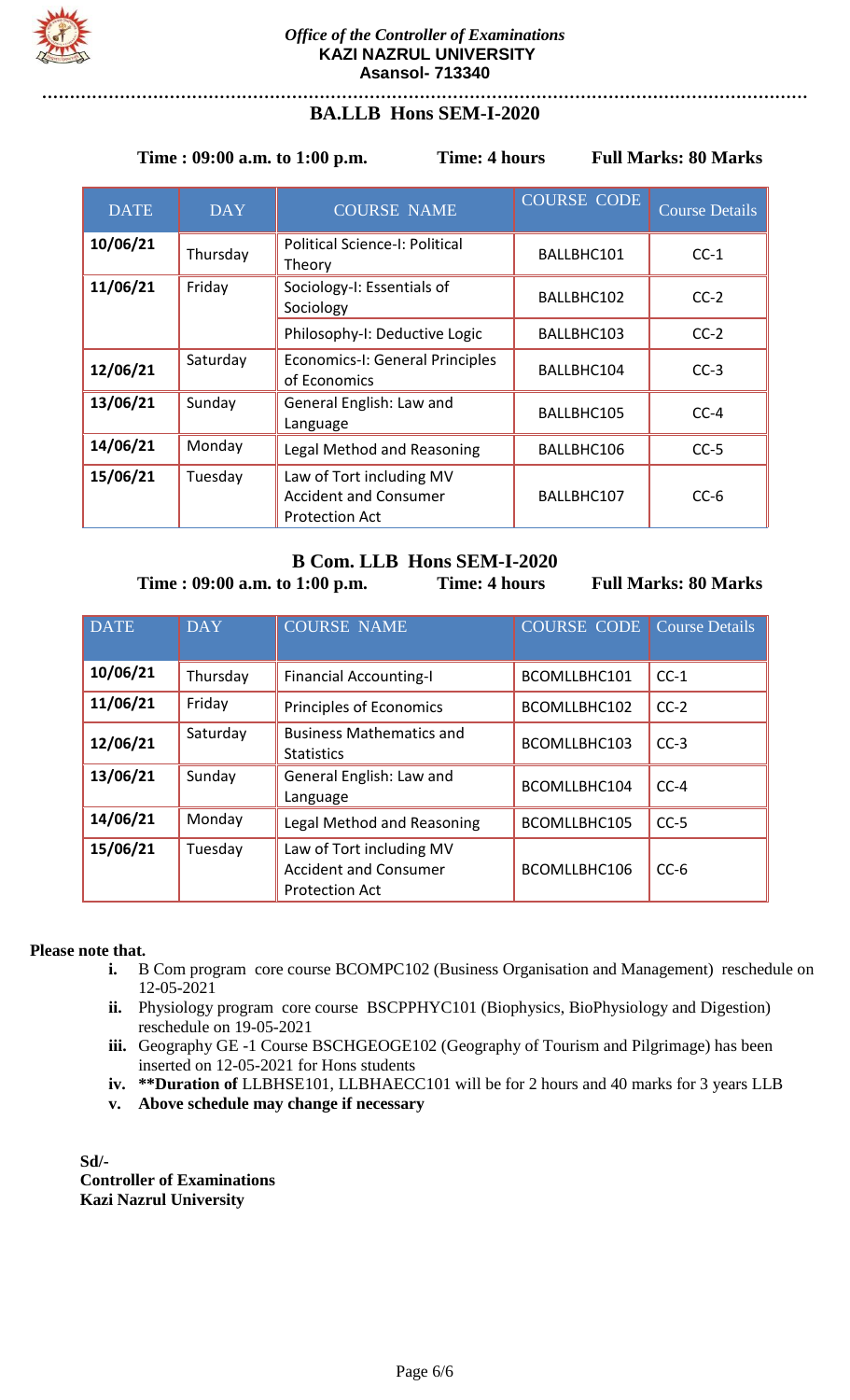*Office of the Controller of Examinations*
**KAZI NAZRUL UNIVERSITY**
**Asansol- 713340**

## BA.LLB Hons SEM-I-2020

**Time : 09:00 a.m. to 1:00 p.m.** **Time: 4 hours** **Full Marks: 80 Marks**

| DATE | DAY | COURSE NAME | COURSE CODE | Course Details |
|---|---|---|---|---|
| **10/06/21** | Thursday | Political Science-I: Political Theory | BALLBHC101 | CC-1 |
| **11/06/21** | Friday | Sociology-I: Essentials of Sociology | BALLBHC102 | CC-2 |
| | | Philosophy-I: Deductive Logic | BALLBHC103 | CC-2 |
| **12/06/21** | Saturday | Economics-I: General Principles of Economics | BALLBHC104 | CC-3 |
| **13/06/21** | Sunday | General English: Law and Language | BALLBHC105 | CC-4 |
| **14/06/21** | Monday | Legal Method and Reasoning | BALLBHC106 | CC-5 |
| **15/06/21** | Tuesday | Law of Tort including MV Accident and Consumer Protection Act | BALLBHC107 | CC-6 |

## B Com. LLB Hons SEM-I-2020

**Time : 09:00 a.m. to 1:00 p.m.** **Time: 4 hours** **Full Marks: 80 Marks**

| DATE | DAY | COURSE NAME | COURSE CODE | Course Details |
|---|---|---|---|---|
| **10/06/21** | Thursday | Financial Accounting-I | BCOMLLBHC101 | CC-1 |
| **11/06/21** | Friday | Principles of Economics | BCOMLLBHC102 | CC-2 |
| **12/06/21** | Saturday | Business Mathematics and Statistics | BCOMLLBHC103 | CC-3 |
| **13/06/21** | Sunday | General English: Law and Language | BCOMLLBHC104 | CC-4 |
| **14/06/21** | Monday | Legal Method and Reasoning | BCOMLLBHC105 | CC-5 |
| **15/06/21** | Tuesday | Law of Tort including MV Accident and Consumer Protection Act | BCOMLLBHC106 | CC-6 |

**Please note that.**

- **i.** B Com program core course BCOMPC102 (Business Organisation and Management) reschedule on 12-05-2021
- **ii.** Physiology program core course BSCPPHYC101 (Biophysics, BioPhysiology and Digestion) reschedule on 19-05-2021
- **iii.** Geography GE -1 Course BSCHGEOGE102 (Geography of Tourism and Pilgrimage) has been inserted on 12-05-2021 for Hons students
- **iv.** **\*\*Duration of** LLBHSE101, LLBHAECC101 will be for 2 hours and 40 marks for 3 years LLB
- **v.** **Above schedule may change if necessary**

**Sd/-**
**Controller of Examinations**
**Kazi Nazrul University**